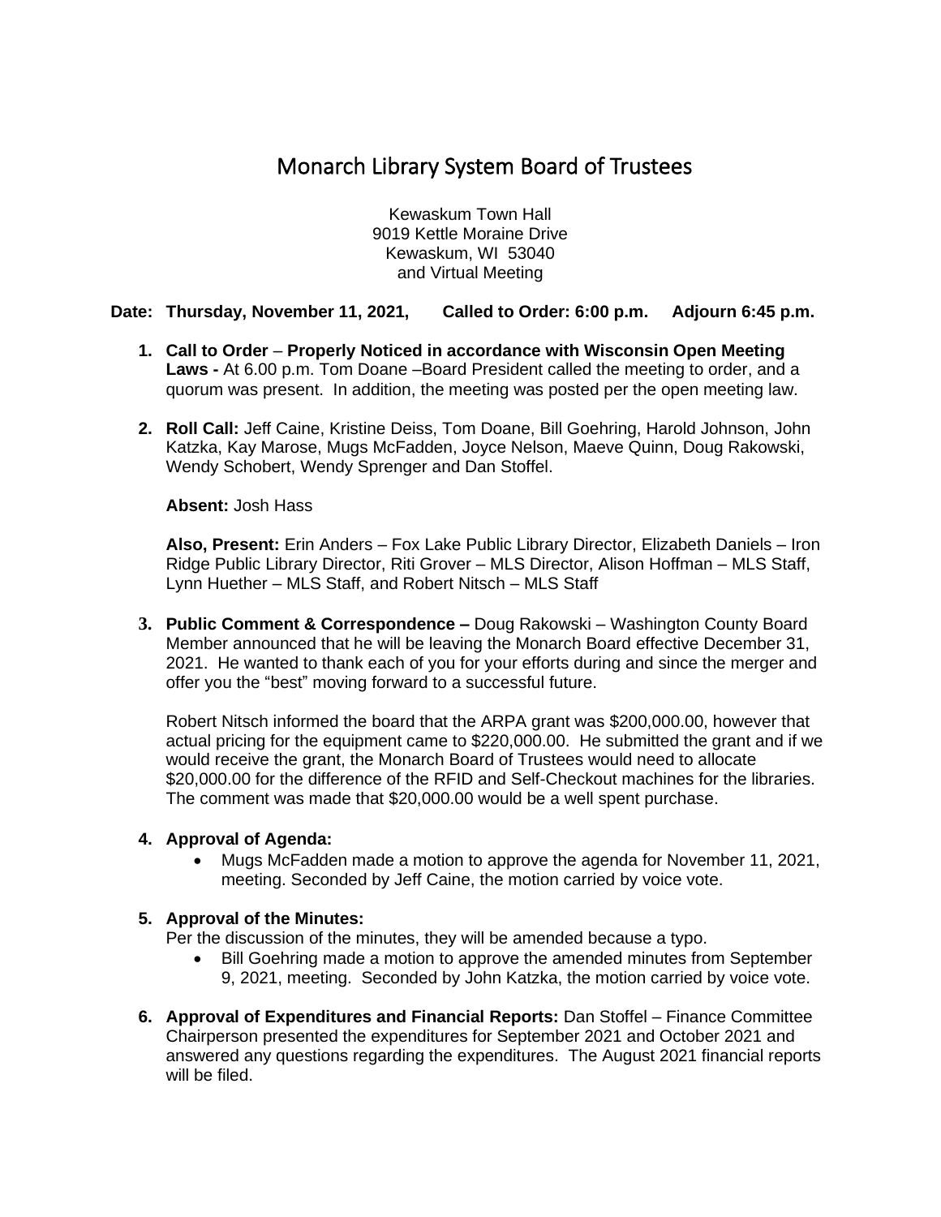# Monarch Library System Board of Trustees

Kewaskum Town Hall
9019 Kettle Moraine Drive
Kewaskum, WI 53040
and Virtual Meeting

**Date: Thursday, November 11, 2021, Called to Order: 6:00 p.m. Adjourn 6:45 p.m.**

1. **Call to Order** – **Properly Noticed in accordance with Wisconsin Open Meeting Laws -** At 6.00 p.m. Tom Doane –Board President called the meeting to order, and a quorum was present. In addition, the meeting was posted per the open meeting law.

2. **Roll Call:** Jeff Caine, Kristine Deiss, Tom Doane, Bill Goehring, Harold Johnson, John Katzka, Kay Marose, Mugs McFadden, Joyce Nelson, Maeve Quinn, Doug Rakowski, Wendy Schobert, Wendy Sprenger and Dan Stoffel.

   **Absent:** Josh Hass

   **Also, Present:** Erin Anders – Fox Lake Public Library Director, Elizabeth Daniels – Iron Ridge Public Library Director, Riti Grover – MLS Director, Alison Hoffman – MLS Staff, Lynn Huether – MLS Staff, and Robert Nitsch – MLS Staff

3. **Public Comment & Correspondence –** Doug Rakowski – Washington County Board Member announced that he will be leaving the Monarch Board effective December 31, 2021. He wanted to thank each of you for your efforts during and since the merger and offer you the "best" moving forward to a successful future.

   Robert Nitsch informed the board that the ARPA grant was $200,000.00, however that actual pricing for the equipment came to $220,000.00. He submitted the grant and if we would receive the grant, the Monarch Board of Trustees would need to allocate $20,000.00 for the difference of the RFID and Self-Checkout machines for the libraries. The comment was made that $20,000.00 would be a well spent purchase.

4. **Approval of Agenda:**
   - Mugs McFadden made a motion to approve the agenda for November 11, 2021, meeting. Seconded by Jeff Caine, the motion carried by voice vote.

5. **Approval of the Minutes:**
   Per the discussion of the minutes, they will be amended because a typo.
   - Bill Goehring made a motion to approve the amended minutes from September 9, 2021, meeting. Seconded by John Katzka, the motion carried by voice vote.

6. **Approval of Expenditures and Financial Reports:** Dan Stoffel – Finance Committee Chairperson presented the expenditures for September 2021 and October 2021 and answered any questions regarding the expenditures. The August 2021 financial reports will be filed.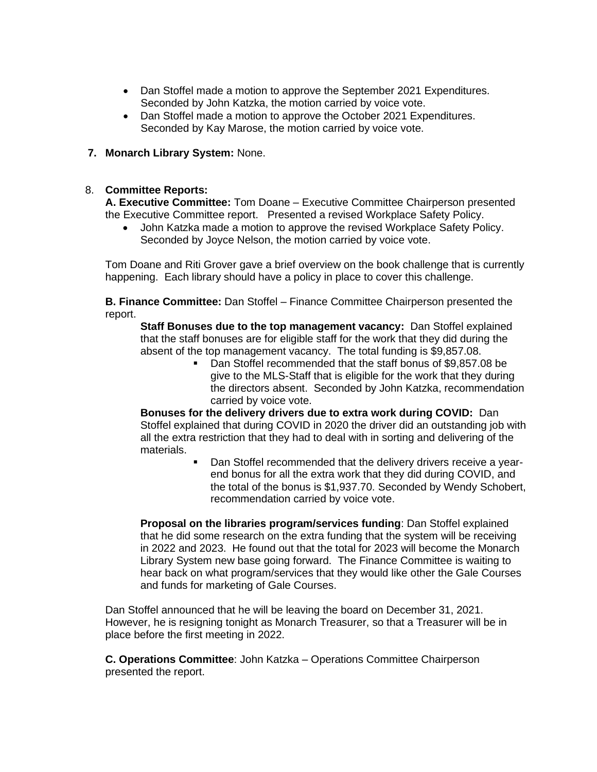- Dan Stoffel made a motion to approve the September 2021 Expenditures. Seconded by John Katzka, the motion carried by voice vote.
- Dan Stoffel made a motion to approve the October 2021 Expenditures. Seconded by Kay Marose, the motion carried by voice vote.

**7. Monarch Library System:** None.

8. **Committee Reports:**

**A. Executive Committee:** Tom Doane – Executive Committee Chairperson presented the Executive Committee report. Presented a revised Workplace Safety Policy.

- John Katzka made a motion to approve the revised Workplace Safety Policy. Seconded by Joyce Nelson, the motion carried by voice vote.

Tom Doane and Riti Grover gave a brief overview on the book challenge that is currently happening. Each library should have a policy in place to cover this challenge.

**B. Finance Committee:** Dan Stoffel – Finance Committee Chairperson presented the report.

**Staff Bonuses due to the top management vacancy:** Dan Stoffel explained that the staff bonuses are for eligible staff for the work that they did during the absent of the top management vacancy. The total funding is $9,857.08.

- Dan Stoffel recommended that the staff bonus of $9,857.08 be give to the MLS-Staff that is eligible for the work that they during the directors absent. Seconded by John Katzka, recommendation carried by voice vote.

**Bonuses for the delivery drivers due to extra work during COVID:** Dan Stoffel explained that during COVID in 2020 the driver did an outstanding job with all the extra restriction that they had to deal with in sorting and delivering of the materials.

- Dan Stoffel recommended that the delivery drivers receive a year-end bonus for all the extra work that they did during COVID, and the total of the bonus is $1,937.70. Seconded by Wendy Schobert, recommendation carried by voice vote.

**Proposal on the libraries program/services funding**: Dan Stoffel explained that he did some research on the extra funding that the system will be receiving in 2022 and 2023. He found out that the total for 2023 will become the Monarch Library System new base going forward. The Finance Committee is waiting to hear back on what program/services that they would like other the Gale Courses and funds for marketing of Gale Courses.

Dan Stoffel announced that he will be leaving the board on December 31, 2021. However, he is resigning tonight as Monarch Treasurer, so that a Treasurer will be in place before the first meeting in 2022.

**C. Operations Committee**: John Katzka – Operations Committee Chairperson presented the report.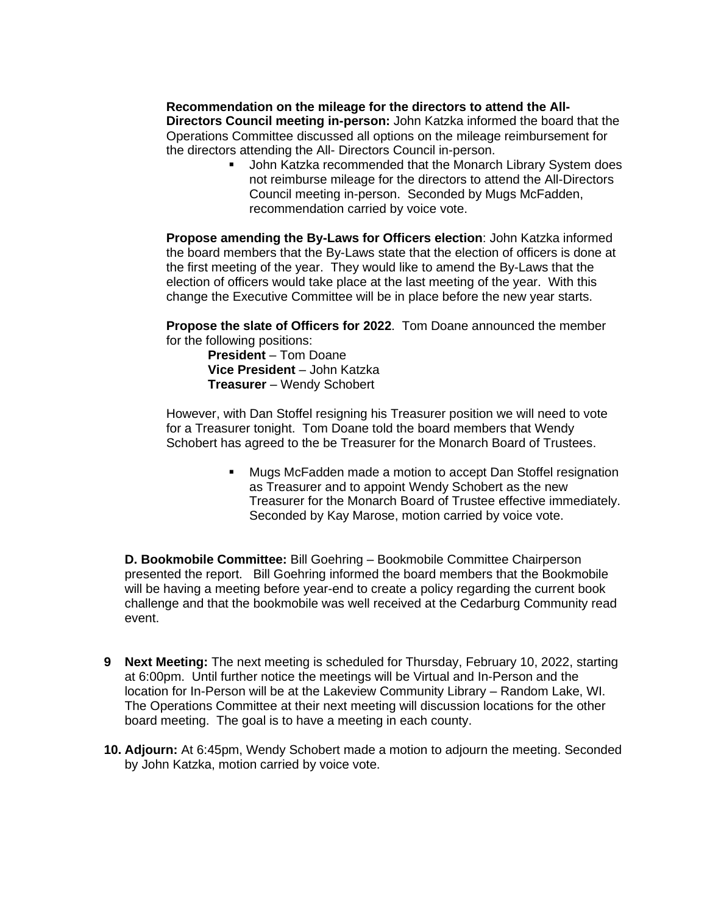**Recommendation on the mileage for the directors to attend the All-Directors Council meeting in-person:** John Katzka informed the board that the Operations Committee discussed all options on the mileage reimbursement for the directors attending the All- Directors Council in-person.

- John Katzka recommended that the Monarch Library System does not reimburse mileage for the directors to attend the All-Directors Council meeting in-person. Seconded by Mugs McFadden, recommendation carried by voice vote.

**Propose amending the By-Laws for Officers election**: John Katzka informed the board members that the By-Laws state that the election of officers is done at the first meeting of the year. They would like to amend the By-Laws that the election of officers would take place at the last meeting of the year. With this change the Executive Committee will be in place before the new year starts.

**Propose the slate of Officers for 2022**. Tom Doane announced the member for the following positions:

**President** – Tom Doane
**Vice President** – John Katzka
**Treasurer** – Wendy Schobert

However, with Dan Stoffel resigning his Treasurer position we will need to vote for a Treasurer tonight. Tom Doane told the board members that Wendy Schobert has agreed to the be Treasurer for the Monarch Board of Trustees.

- Mugs McFadden made a motion to accept Dan Stoffel resignation as Treasurer and to appoint Wendy Schobert as the new Treasurer for the Monarch Board of Trustee effective immediately. Seconded by Kay Marose, motion carried by voice vote.

**D. Bookmobile Committee:** Bill Goehring – Bookmobile Committee Chairperson presented the report. Bill Goehring informed the board members that the Bookmobile will be having a meeting before year-end to create a policy regarding the current book challenge and that the bookmobile was well received at the Cedarburg Community read event.

**9 Next Meeting:** The next meeting is scheduled for Thursday, February 10, 2022, starting at 6:00pm. Until further notice the meetings will be Virtual and In-Person and the location for In-Person will be at the Lakeview Community Library – Random Lake, WI. The Operations Committee at their next meeting will discussion locations for the other board meeting. The goal is to have a meeting in each county.

**10. Adjourn:** At 6:45pm, Wendy Schobert made a motion to adjourn the meeting. Seconded by John Katzka, motion carried by voice vote.